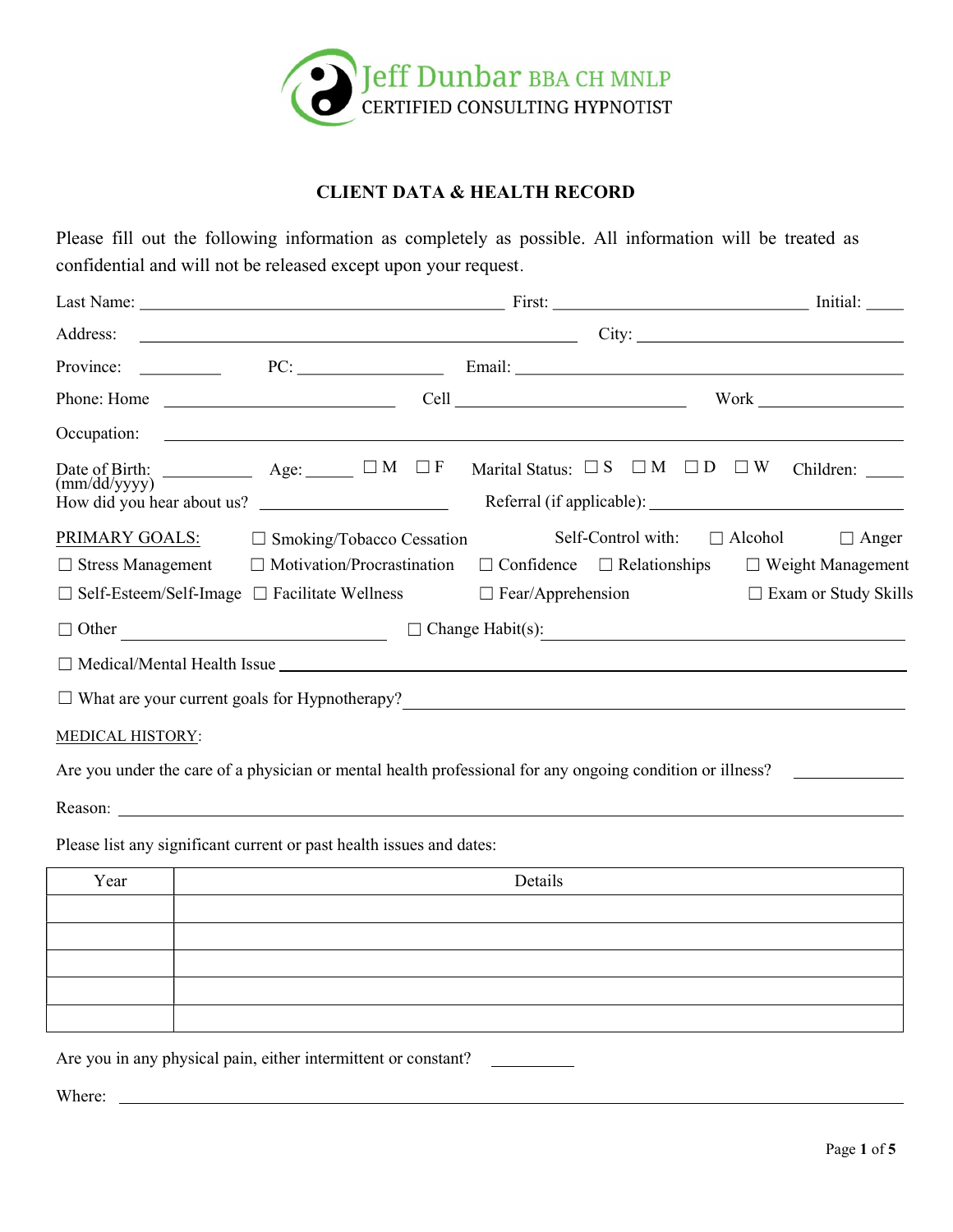Jeff Dunbar BBA CH MNLP
CERTIFIED CONSULTING HYPNOTIST

# CLIENT DATA & HEALTH RECORD

Please fill out the following information as completely as possible. All information will be treated as confidential and will not be released except upon your request.

Last Name: ______________________________ First: ______________________ Initial: ____

Address: ______________________________________ City: ______________________

Province: ________ PC: ______________ Email: __________________________________

Phone: Home ____________________ Cell ____________________ Work ______________

Occupation: ______________________________________________________________

Date of Birth: (mm/dd/yyyy) ________ Age: _____ ☐ M ☐ F Marital Status: ☐ S ☐ M ☐ D ☐ W Children: ____

How did you hear about us? ____________________ Referral (if applicable): ______________________

PRIMARY GOALS: ☐ Smoking/Tobacco Cessation Self-Control with: ☐ Alcohol ☐ Anger

☐ Stress Management ☐ Motivation/Procrastination ☐ Confidence ☐ Relationships ☐ Weight Management

☐ Self-Esteem/Self-Image ☐ Facilitate Wellness ☐ Fear/Apprehension ☐ Exam or Study Skills

☐ Other __________________________ ☐ Change Habit(s): ______________________________

☐ Medical/Mental Health Issue ______________________________________________

☐ What are your current goals for Hypnotherapy? ______________________________

MEDICAL HISTORY:

Are you under the care of a physician or mental health professional for any ongoing condition or illness? __________

Reason: ______________________________________________________________

Please list any significant current or past health issues and dates:

| Year | Details |
|---|---|
| | |
| | |
| | |
| | |
| | |

Are you in any physical pain, either intermittent or constant? ________

Where: ______________________________________________________________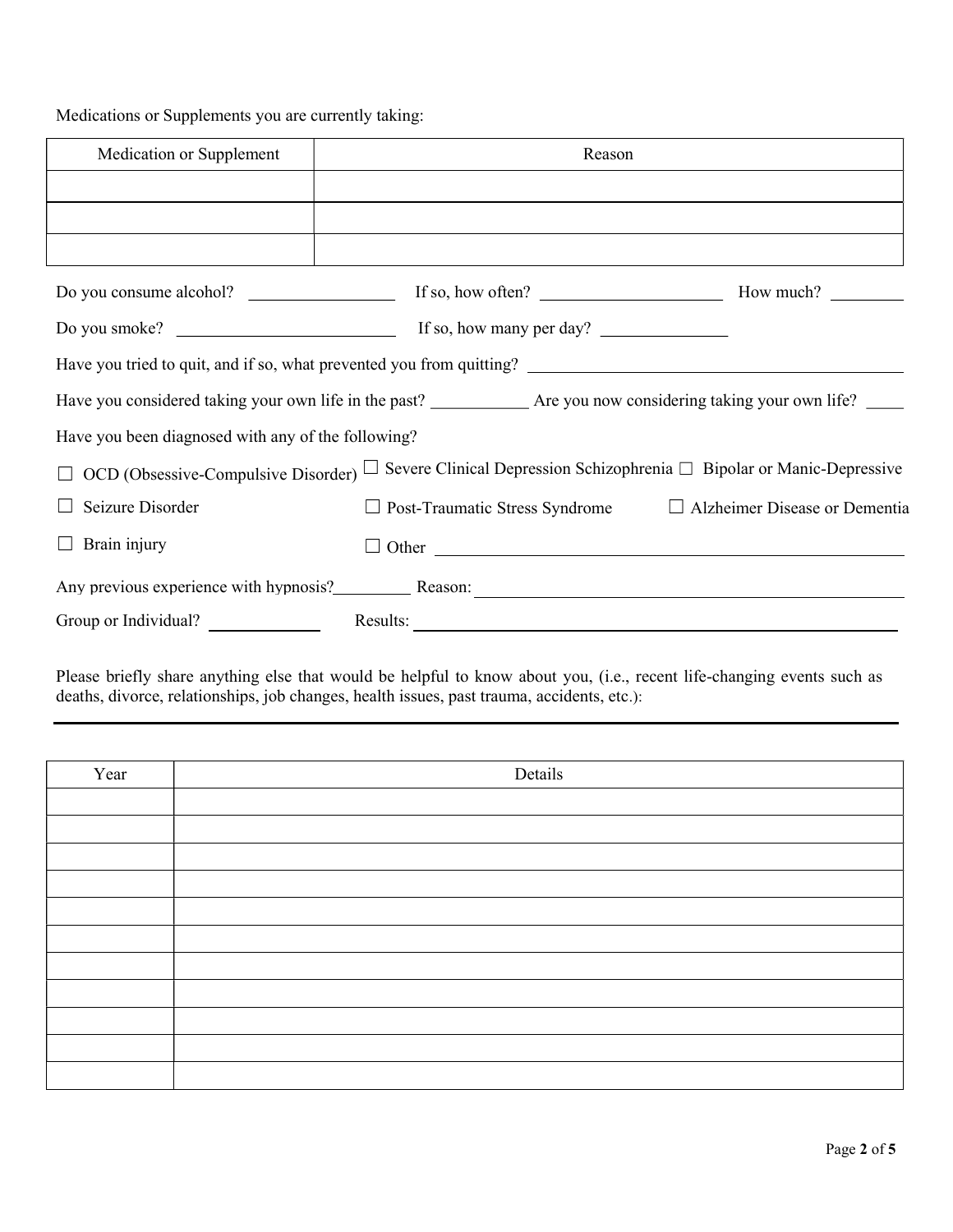Medications or Supplements you are currently taking:

| Medication or Supplement | Reason |
|---|---|
| | |
| | |
| | |

Do you consume alcohol? ________________ If so, how often? ____________________ How much? ________

Do you smoke? ________________________ If so, how many per day? ______________

Have you tried to quit, and if so, what prevented you from quitting? ________________________________________

Have you considered taking your own life in the past? ___________ Are you now considering taking your own life? ____

Have you been diagnosed with any of the following?

☐ OCD (Obsessive-Compulsive Disorder) ☐ Severe Clinical Depression Schizophrenia ☐ Bipolar or Manic-Depressive

☐ Seizure Disorder ☐ Post-Traumatic Stress Syndrome ☐ Alzheimer Disease or Dementia

☐ Brain injury ☐ Other ________________________________________________

Any previous experience with hypnosis?_________ Reason: ____________________________________________

Group or Individual? ____________ Results: ________________________________________________

Please briefly share anything else that would be helpful to know about you, (i.e., recent life-changing events such as deaths, divorce, relationships, job changes, health issues, past trauma, accidents, etc.):

| Year | Details |
|---|---|
| | |
| | |
| | |
| | |
| | |
| | |
| | |
| | |
| | |
| | |
| | |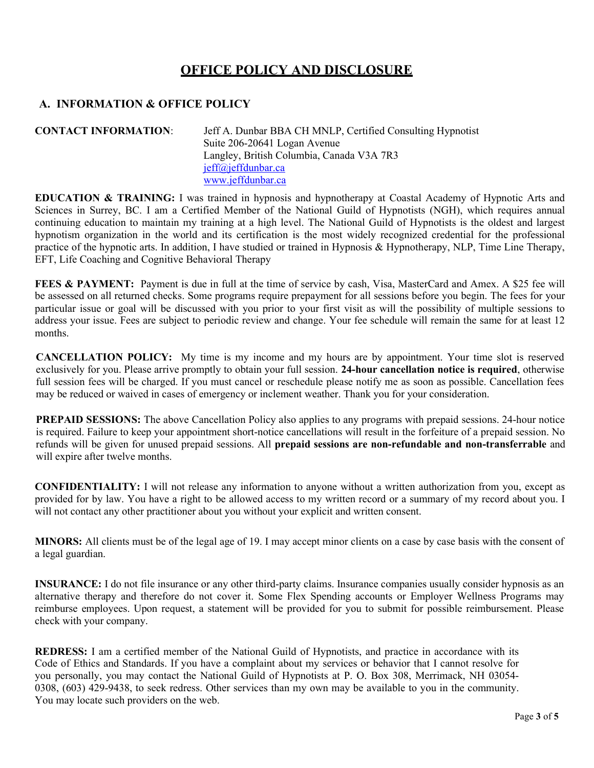# OFFICE POLICY AND DISCLOSURE

## A. INFORMATION & OFFICE POLICY

**CONTACT INFORMATION**: Jeff A. Dunbar BBA CH MNLP, Certified Consulting Hypnotist
Suite 206-20641 Logan Avenue
Langley, British Columbia, Canada V3A 7R3
jeff@jeffdunbar.ca
www.jeffdunbar.ca

**EDUCATION & TRAINING:** I was trained in hypnosis and hypnotherapy at Coastal Academy of Hypnotic Arts and Sciences in Surrey, BC. I am a Certified Member of the National Guild of Hypnotists (NGH), which requires annual continuing education to maintain my training at a high level. The National Guild of Hypnotists is the oldest and largest hypnotism organization in the world and its certification is the most widely recognized credential for the professional practice of the hypnotic arts. In addition, I have studied or trained in Hypnosis & Hypnotherapy, NLP, Time Line Therapy, EFT, Life Coaching and Cognitive Behavioral Therapy

**FEES & PAYMENT:** Payment is due in full at the time of service by cash, Visa, MasterCard and Amex. A $25 fee will be assessed on all returned checks. Some programs require prepayment for all sessions before you begin. The fees for your particular issue or goal will be discussed with you prior to your first visit as will the possibility of multiple sessions to address your issue. Fees are subject to periodic review and change. Your fee schedule will remain the same for at least 12 months.

**CANCELLATION POLICY:** My time is my income and my hours are by appointment. Your time slot is reserved exclusively for you. Please arrive promptly to obtain your full session. **24-hour cancellation notice is required**, otherwise full session fees will be charged. If you must cancel or reschedule please notify me as soon as possible. Cancellation fees may be reduced or waived in cases of emergency or inclement weather. Thank you for your consideration.

**PREPAID SESSIONS:** The above Cancellation Policy also applies to any programs with prepaid sessions. 24-hour notice is required. Failure to keep your appointment short-notice cancellations will result in the forfeiture of a prepaid session. No refunds will be given for unused prepaid sessions. All **prepaid sessions are non-refundable and non-transferrable** and will expire after twelve months.

**CONFIDENTIALITY:** I will not release any information to anyone without a written authorization from you, except as provided for by law. You have a right to be allowed access to my written record or a summary of my record about you. I will not contact any other practitioner about you without your explicit and written consent.

**MINORS:** All clients must be of the legal age of 19. I may accept minor clients on a case by case basis with the consent of a legal guardian.

**INSURANCE:** I do not file insurance or any other third-party claims. Insurance companies usually consider hypnosis as an alternative therapy and therefore do not cover it. Some Flex Spending accounts or Employer Wellness Programs may reimburse employees. Upon request, a statement will be provided for you to submit for possible reimbursement. Please check with your company.

**REDRESS:** I am a certified member of the National Guild of Hypnotists, and practice in accordance with its Code of Ethics and Standards. If you have a complaint about my services or behavior that I cannot resolve for you personally, you may contact the National Guild of Hypnotists at P. O. Box 308, Merrimack, NH 03054-0308, (603) 429-9438, to seek redress. Other services than my own may be available to you in the community. You may locate such providers on the web.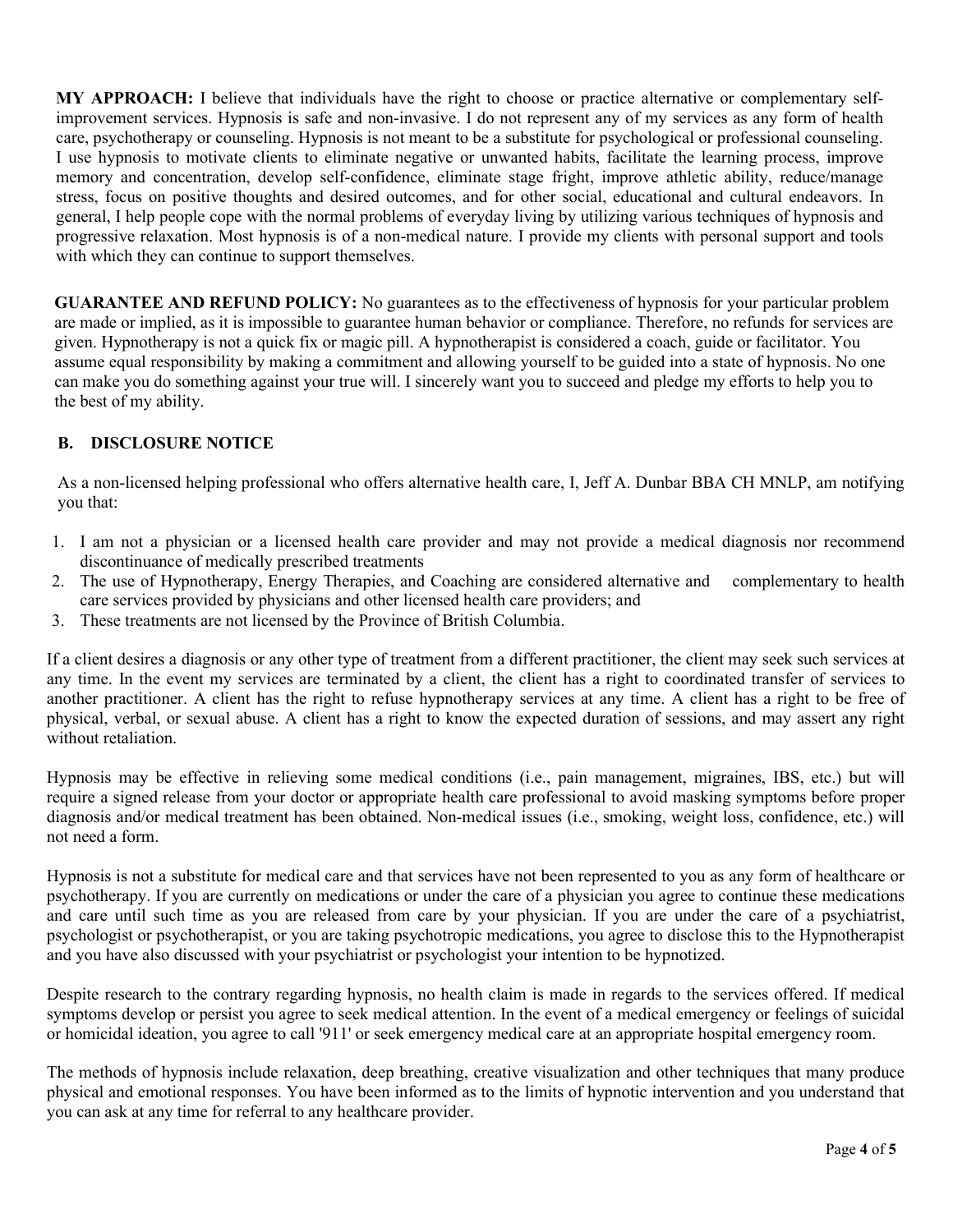**MY APPROACH:** I believe that individuals have the right to choose or practice alternative or complementary self-improvement services. Hypnosis is safe and non-invasive. I do not represent any of my services as any form of health care, psychotherapy or counseling. Hypnosis is not meant to be a substitute for psychological or professional counseling. I use hypnosis to motivate clients to eliminate negative or unwanted habits, facilitate the learning process, improve memory and concentration, develop self-confidence, eliminate stage fright, improve athletic ability, reduce/manage stress, focus on positive thoughts and desired outcomes, and for other social, educational and cultural endeavors. In general, I help people cope with the normal problems of everyday living by utilizing various techniques of hypnosis and progressive relaxation. Most hypnosis is of a non-medical nature. I provide my clients with personal support and tools with which they can continue to support themselves.

**GUARANTEE AND REFUND POLICY:** No guarantees as to the effectiveness of hypnosis for your particular problem are made or implied, as it is impossible to guarantee human behavior or compliance. Therefore, no refunds for services are given. Hypnotherapy is not a quick fix or magic pill. A hypnotherapist is considered a coach, guide or facilitator. You assume equal responsibility by making a commitment and allowing yourself to be guided into a state of hypnosis. No one can make you do something against your true will. I sincerely want you to succeed and pledge my efforts to help you to the best of my ability.

## B. DISCLOSURE NOTICE

As a non-licensed helping professional who offers alternative health care, I, Jeff A. Dunbar BBA CH MNLP, am notifying you that:

1. I am not a physician or a licensed health care provider and may not provide a medical diagnosis nor recommend discontinuance of medically prescribed treatments
2. The use of Hypnotherapy, Energy Therapies, and Coaching are considered alternative and complementary to health care services provided by physicians and other licensed health care providers; and
3. These treatments are not licensed by the Province of British Columbia.

If a client desires a diagnosis or any other type of treatment from a different practitioner, the client may seek such services at any time. In the event my services are terminated by a client, the client has a right to coordinated transfer of services to another practitioner. A client has the right to refuse hypnotherapy services at any time. A client has a right to be free of physical, verbal, or sexual abuse. A client has a right to know the expected duration of sessions, and may assert any right without retaliation.

Hypnosis may be effective in relieving some medical conditions (i.e., pain management, migraines, IBS, etc.) but will require a signed release from your doctor or appropriate health care professional to avoid masking symptoms before proper diagnosis and/or medical treatment has been obtained. Non-medical issues (i.e., smoking, weight loss, confidence, etc.) will not need a form.

Hypnosis is not a substitute for medical care and that services have not been represented to you as any form of healthcare or psychotherapy. If you are currently on medications or under the care of a physician you agree to continue these medications and care until such time as you are released from care by your physician. If you are under the care of a psychiatrist, psychologist or psychotherapist, or you are taking psychotropic medications, you agree to disclose this to the Hypnotherapist and you have also discussed with your psychiatrist or psychologist your intention to be hypnotized.

Despite research to the contrary regarding hypnosis, no health claim is made in regards to the services offered. If medical symptoms develop or persist you agree to seek medical attention. In the event of a medical emergency or feelings of suicidal or homicidal ideation, you agree to call '911' or seek emergency medical care at an appropriate hospital emergency room.

The methods of hypnosis include relaxation, deep breathing, creative visualization and other techniques that many produce physical and emotional responses. You have been informed as to the limits of hypnotic intervention and you understand that you can ask at any time for referral to any healthcare provider.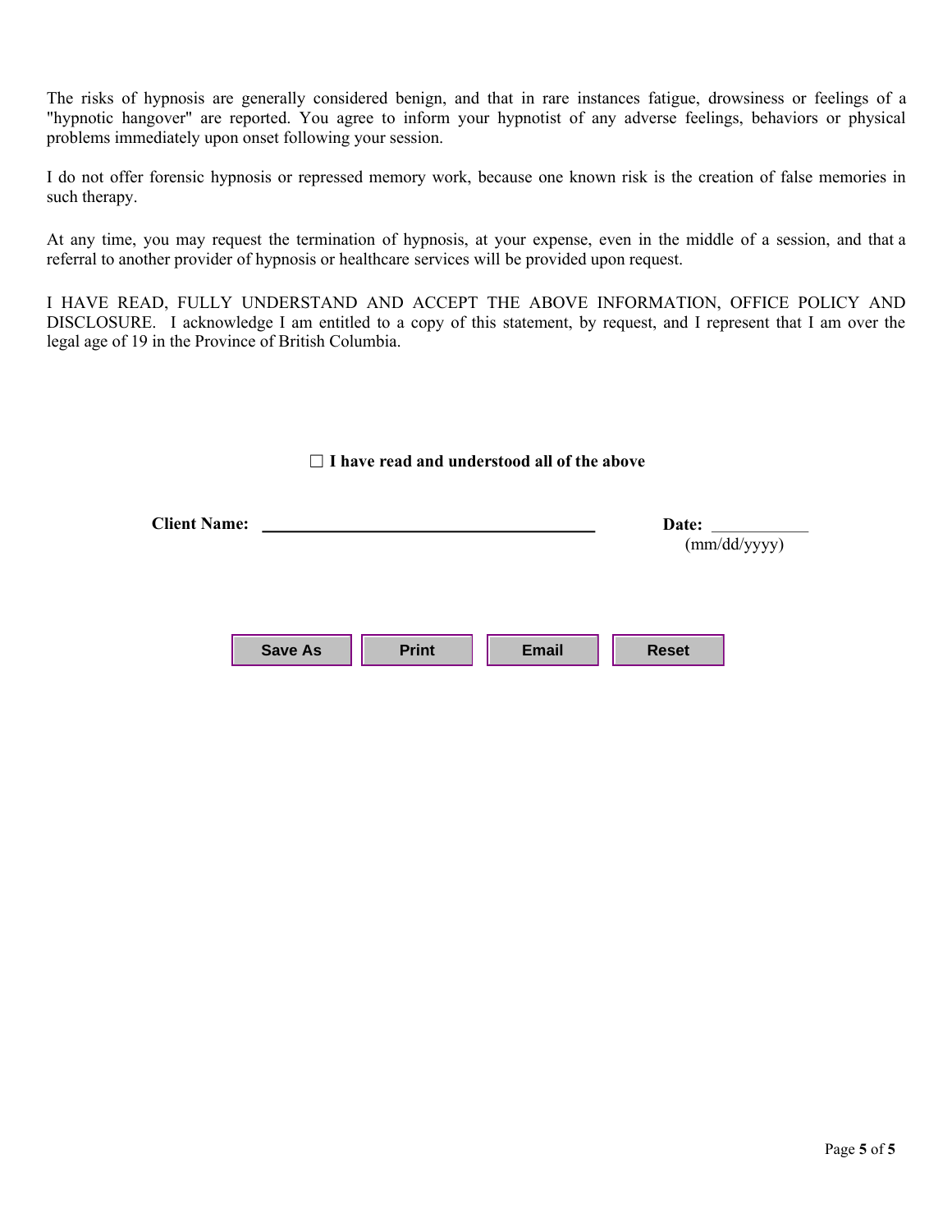The risks of hypnosis are generally considered benign, and that in rare instances fatigue, drowsiness or feelings of a "hypnotic hangover" are reported. You agree to inform your hypnotist of any adverse feelings, behaviors or physical problems immediately upon onset following your session.

I do not offer forensic hypnosis or repressed memory work, because one known risk is the creation of false memories in such therapy.

At any time, you may request the termination of hypnosis, at your expense, even in the middle of a session, and that a referral to another provider of hypnosis or healthcare services will be provided upon request.

I HAVE READ, FULLY UNDERSTAND AND ACCEPT THE ABOVE INFORMATION, OFFICE POLICY AND DISCLOSURE. I acknowledge I am entitled to a copy of this statement, by request, and I represent that I am over the legal age of 19 in the Province of British Columbia.

☐ **I have read and understood all of the above**

**Client Name:** ________________________________________ **Date:** ____________
(mm/dd/yyyy)

Save As | Print | Email | Reset